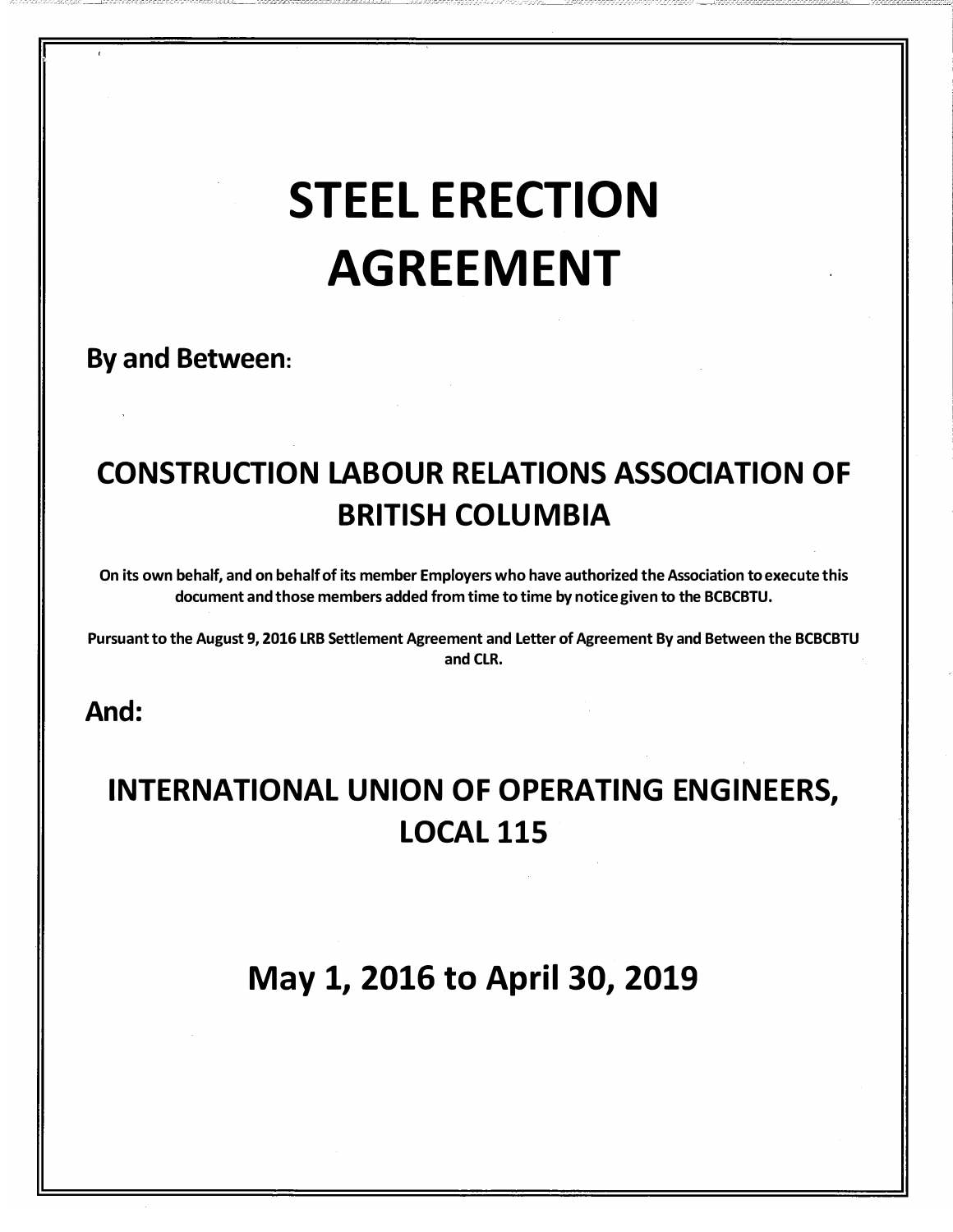# STEEL ERECTION AGREEMENT

**By and Between:**

## CONSTRUCTION LABOUR RELATIONS ASSOCIATION OF BRITISH COLUMBIA

**On its own behalf, and on behalf of its member Employers who have authorized the Association to execute this document and those members added from time to time by notice given to the BCBCBTU.**

**Pursuant to the August 9, 2016 LRB Settlement Agreement and Letter of Agreement By and Between the BCBCBTU and CLR.**

**And:**

## INTERNATIONAL UNION OF OPERATING ENGINEERS, LOCAL 115

## May 1, 2016 to April 30, 2019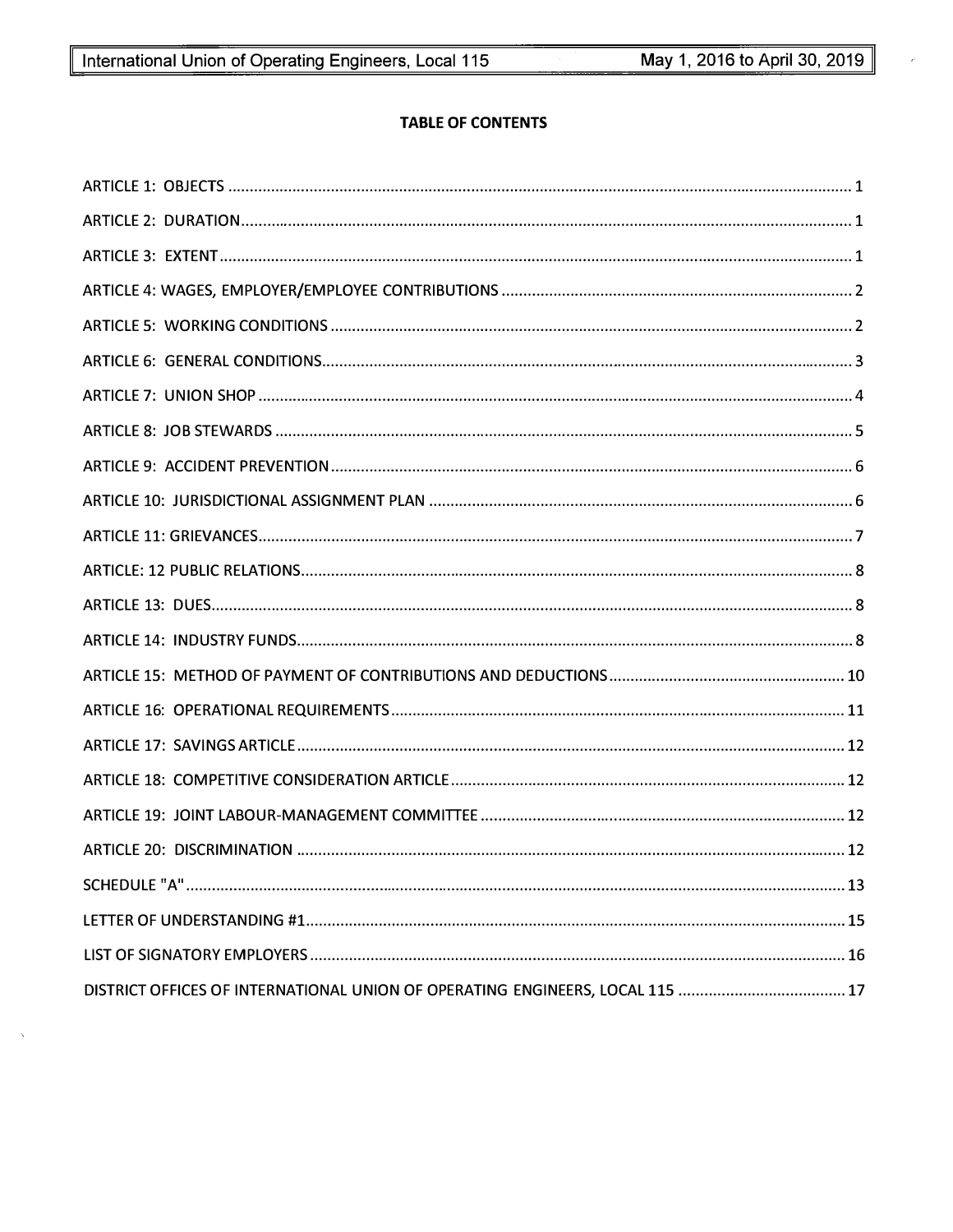**TABLE OF CONTENTS**

ARTICLE 1: OBJECTS ........................................................................................................................ 1

ARTICLE 2: DURATION ...................................................................................................................... 1

ARTICLE 3: EXTENT ........................................................................................................................... 1

ARTICLE 4: WAGES, EMPLOYER/EMPLOYEE CONTRIBUTIONS ................................................................. 2

ARTICLE 5: WORKING CONDITIONS .................................................................................................... 2

ARTICLE 6: GENERAL CONDITIONS ...................................................................................................... 3

ARTICLE 7: UNION SHOP ................................................................................................................... 4

ARTICLE 8: JOB STEWARDS ................................................................................................................ 5

ARTICLE 9: ACCIDENT PREVENTION .................................................................................................... 6

ARTICLE 10: JURISDICTIONAL ASSIGNMENT PLAN ................................................................................ 6

ARTICLE 11: GRIEVANCES ................................................................................................................... 7

ARTICLE: 12 PUBLIC RELATIONS .......................................................................................................... 8

ARTICLE 13: DUES ............................................................................................................................. 8

ARTICLE 14: INDUSTRY FUNDS ........................................................................................................... 8

ARTICLE 15: METHOD OF PAYMENT OF CONTRIBUTIONS AND DEDUCTIONS ........................................ 10

ARTICLE 16: OPERATIONAL REQUIREMENTS ....................................................................................... 11

ARTICLE 17: SAVINGS ARTICLE ......................................................................................................... 12

ARTICLE 18: COMPETITIVE CONSIDERATION ARTICLE .......................................................................... 12

ARTICLE 19: JOINT LABOUR-MANAGEMENT COMMITTEE ..................................................................... 12

ARTICLE 20: DISCRIMINATION .......................................................................................................... 12

SCHEDULE "A" .................................................................................................................................. 13

LETTER OF UNDERSTANDING #1 ........................................................................................................ 15

LIST OF SIGNATORY EMPLOYERS ........................................................................................................ 16

DISTRICT OFFICES OF INTERNATIONAL UNION OF OPERATING ENGINEERS, LOCAL 115 ........................ 17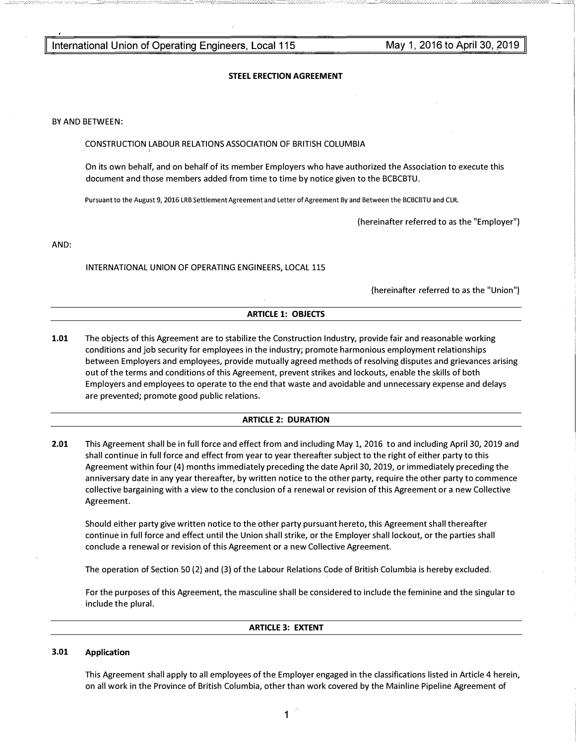## STEEL ERECTION AGREEMENT

BY AND BETWEEN:

CONSTRUCTION LABOUR RELATIONS ASSOCIATION OF BRITISH COLUMBIA

On its own behalf, and on behalf of its member Employers who have authorized the Association to execute this document and those members added from time to time by notice given to the BCBCBTU.

Pursuant to the August 9, 2016 LRB Settlement Agreement and Letter of Agreement By and Between the BCBCBTU and CLR.

(hereinafter referred to as the "Employer")

AND:

INTERNATIONAL UNION OF OPERATING ENGINEERS, LOCAL 115

(hereinafter referred to as the "Union")

### ARTICLE 1: OBJECTS

**1.01** The objects of this Agreement are to stabilize the Construction Industry, provide fair and reasonable working conditions and job security for employees in the industry; promote harmonious employment relationships between Employers and employees, provide mutually agreed methods of resolving disputes and grievances arising out of the terms and conditions of this Agreement, prevent strikes and lockouts, enable the skills of both Employers and employees to operate to the end that waste and avoidable and unnecessary expense and delays are prevented; promote good public relations.

### ARTICLE 2: DURATION

**2.01** This Agreement shall be in full force and effect from and including May 1, 2016 to and including April 30, 2019 and shall continue in full force and effect from year to year thereafter subject to the right of either party to this Agreement within four (4) months immediately preceding the date April 30, 2019, or immediately preceding the anniversary date in any year thereafter, by written notice to the other party, require the other party to commence collective bargaining with a view to the conclusion of a renewal or revision of this Agreement or a new Collective Agreement.

Should either party give written notice to the other party pursuant hereto, this Agreement shall thereafter continue in full force and effect until the Union shall strike, or the Employer shall lockout, or the parties shall conclude a renewal or revision of this Agreement or a new Collective Agreement.

The operation of Section 50 (2) and (3) of the Labour Relations Code of British Columbia is hereby excluded.

For the purposes of this Agreement, the masculine shall be considered to include the feminine and the singular to include the plural.

### ARTICLE 3: EXTENT

**3.01 Application**

This Agreement shall apply to all employees of the Employer engaged in the classifications listed in Article 4 herein, on all work in the Province of British Columbia, other than work covered by the Mainline Pipeline Agreement of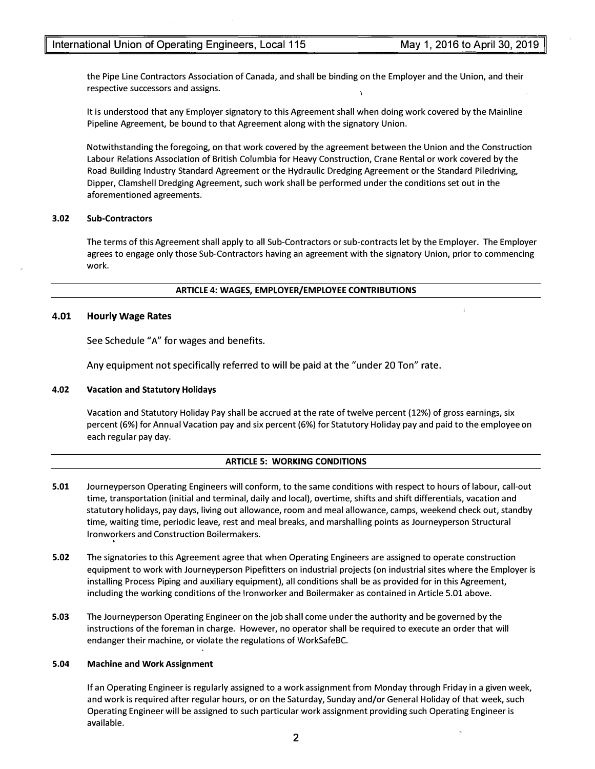the Pipe Line Contractors Association of Canada, and shall be binding on the Employer and the Union, and their respective successors and assigns.

It is understood that any Employer signatory to this Agreement shall when doing work covered by the Mainline Pipeline Agreement, be bound to that Agreement along with the signatory Union.

Notwithstanding the foregoing, on that work covered by the agreement between the Union and the Construction Labour Relations Association of British Columbia for Heavy Construction, Crane Rental or work covered by the Road Building Industry Standard Agreement or the Hydraulic Dredging Agreement or the Standard Piledriving, Dipper, Clamshell Dredging Agreement, such work shall be performed under the conditions set out in the aforementioned agreements.

### 3.02 Sub-Contractors

The terms of this Agreement shall apply to all Sub-Contractors or sub-contracts let by the Employer. The Employer agrees to engage only those Sub-Contractors having an agreement with the signatory Union, prior to commencing work.

## ARTICLE 4: WAGES, EMPLOYER/EMPLOYEE CONTRIBUTIONS

### 4.01 Hourly Wage Rates

See Schedule "A" for wages and benefits.

Any equipment not specifically referred to will be paid at the "under 20 Ton" rate.

### 4.02 Vacation and Statutory Holidays

Vacation and Statutory Holiday Pay shall be accrued at the rate of twelve percent (12%) of gross earnings, six percent (6%) for Annual Vacation pay and six percent (6%) for Statutory Holiday pay and paid to the employee on each regular pay day.

## ARTICLE 5: WORKING CONDITIONS

**5.01** Journeyperson Operating Engineers will conform, to the same conditions with respect to hours of labour, call-out time, transportation (initial and terminal, daily and local), overtime, shifts and shift differentials, vacation and statutory holidays, pay days, living out allowance, room and meal allowance, camps, weekend check out, standby time, waiting time, periodic leave, rest and meal breaks, and marshalling points as Journeyperson Structural Ironworkers and Construction Boilermakers.

**5.02** The signatories to this Agreement agree that when Operating Engineers are assigned to operate construction equipment to work with Journeyperson Pipefitters on industrial projects (on industrial sites where the Employer is installing Process Piping and auxiliary equipment), all conditions shall be as provided for in this Agreement, including the working conditions of the Ironworker and Boilermaker as contained in Article 5.01 above.

**5.03** The Journeyperson Operating Engineer on the job shall come under the authority and be governed by the instructions of the foreman in charge. However, no operator shall be required to execute an order that will endanger their machine, or violate the regulations of WorkSafeBC.

### 5.04 Machine and Work Assignment

If an Operating Engineer is regularly assigned to a work assignment from Monday through Friday in a given week, and work is required after regular hours, or on the Saturday, Sunday and/or General Holiday of that week, such Operating Engineer will be assigned to such particular work assignment providing such Operating Engineer is available.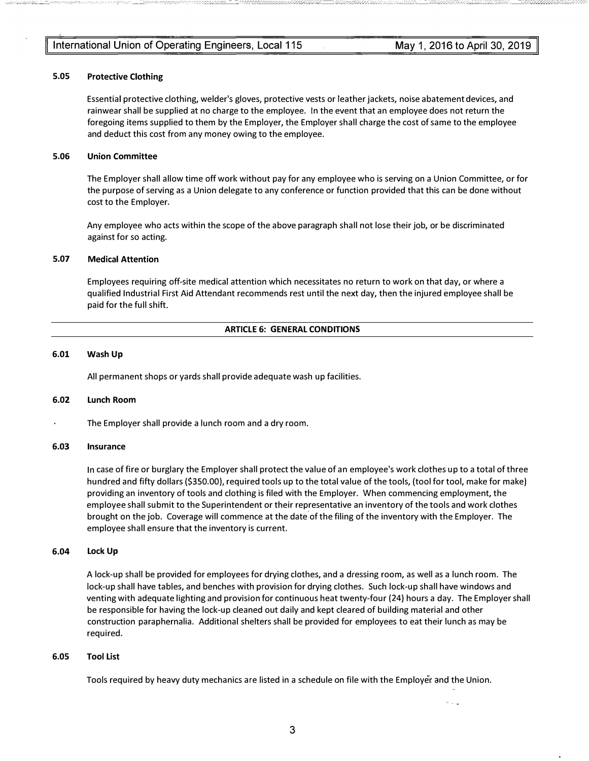### 5.05 Protective Clothing

Essential protective clothing, welder's gloves, protective vests or leather jackets, noise abatement devices, and rainwear shall be supplied at no charge to the employee. In the event that an employee does not return the foregoing items supplied to them by the Employer, the Employer shall charge the cost of same to the employee and deduct this cost from any money owing to the employee.

### 5.06 Union Committee

The Employer shall allow time off work without pay for any employee who is serving on a Union Committee, or for the purpose of serving as a Union delegate to any conference or function provided that this can be done without cost to the Employer.

Any employee who acts within the scope of the above paragraph shall not lose their job, or be discriminated against for so acting.

### 5.07 Medical Attention

Employees requiring off-site medical attention which necessitates no return to work on that day, or where a qualified Industrial First Aid Attendant recommends rest until the next day, then the injured employee shall be paid for the full shift.

## ARTICLE 6: GENERAL CONDITIONS

### 6.01 Wash Up

All permanent shops or yards shall provide adequate wash up facilities.

### 6.02 Lunch Room

The Employer shall provide a lunch room and a dry room.

### 6.03 Insurance

In case of fire or burglary the Employer shall protect the value of an employee's work clothes up to a total of three hundred and fifty dollars ($350.00), required tools up to the total value of the tools, (tool for tool, make for make) providing an inventory of tools and clothing is filed with the Employer. When commencing employment, the employee shall submit to the Superintendent or their representative an inventory of the tools and work clothes brought on the job. Coverage will commence at the date of the filing of the inventory with the Employer. The employee shall ensure that the inventory is current.

### 6.04 Lock Up

A lock-up shall be provided for employees for drying clothes, and a dressing room, as well as a lunch room. The lock-up shall have tables, and benches with provision for drying clothes. Such lock-up shall have windows and venting with adequate lighting and provision for continuous heat twenty-four (24) hours a day. The Employer shall be responsible for having the lock-up cleaned out daily and kept cleared of building material and other construction paraphernalia. Additional shelters shall be provided for employees to eat their lunch as may be required.

### 6.05 Tool List

Tools required by heavy duty mechanics are listed in a schedule on file with the Employer and the Union.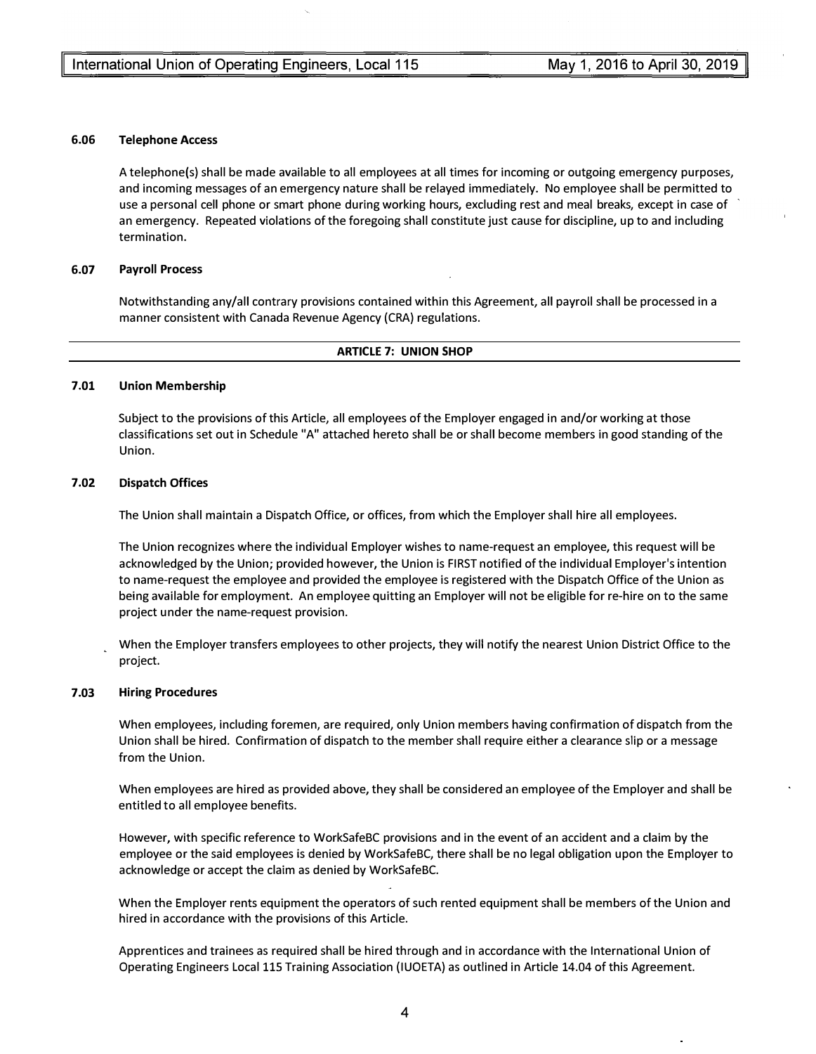#### 6.06 Telephone Access

A telephone(s) shall be made available to all employees at all times for incoming or outgoing emergency purposes, and incoming messages of an emergency nature shall be relayed immediately. No employee shall be permitted to use a personal cell phone or smart phone during working hours, excluding rest and meal breaks, except in case of an emergency. Repeated violations of the foregoing shall constitute just cause for discipline, up to and including termination.

#### 6.07 Payroll Process

Notwithstanding any/all contrary provisions contained within this Agreement, all payroll shall be processed in a manner consistent with Canada Revenue Agency (CRA) regulations.

## ARTICLE 7: UNION SHOP

#### 7.01 Union Membership

Subject to the provisions of this Article, all employees of the Employer engaged in and/or working at those classifications set out in Schedule "A" attached hereto shall be or shall become members in good standing of the Union.

#### 7.02 Dispatch Offices

The Union shall maintain a Dispatch Office, or offices, from which the Employer shall hire all employees.

The Union recognizes where the individual Employer wishes to name-request an employee, this request will be acknowledged by the Union; provided however, the Union is FIRST notified of the individual Employer's intention to name-request the employee and provided the employee is registered with the Dispatch Office of the Union as being available for employment. An employee quitting an Employer will not be eligible for re-hire on to the same project under the name-request provision.

When the Employer transfers employees to other projects, they will notify the nearest Union District Office to the project.

#### 7.03 Hiring Procedures

When employees, including foremen, are required, only Union members having confirmation of dispatch from the Union shall be hired. Confirmation of dispatch to the member shall require either a clearance slip or a message from the Union.

When employees are hired as provided above, they shall be considered an employee of the Employer and shall be entitled to all employee benefits.

However, with specific reference to WorkSafeBC provisions and in the event of an accident and a claim by the employee or the said employees is denied by WorkSafeBC, there shall be no legal obligation upon the Employer to acknowledge or accept the claim as denied by WorkSafeBC.

When the Employer rents equipment the operators of such rented equipment shall be members of the Union and hired in accordance with the provisions of this Article.

Apprentices and trainees as required shall be hired through and in accordance with the International Union of Operating Engineers Local 115 Training Association (IUOETA) as outlined in Article 14.04 of this Agreement.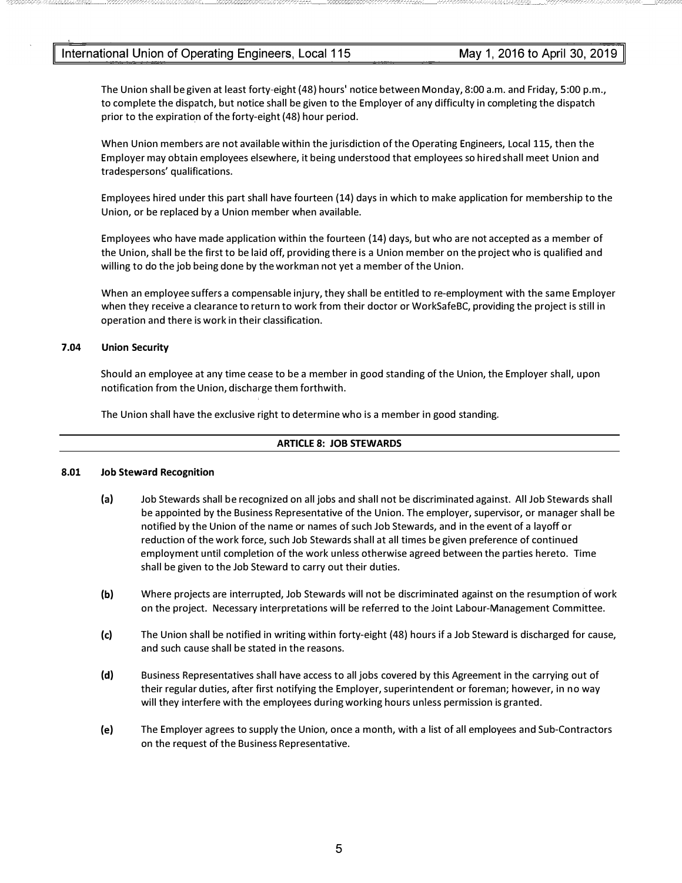The Union shall be given at least forty-eight (48) hours' notice between Monday, 8:00 a.m. and Friday, 5:00 p.m., to complete the dispatch, but notice shall be given to the Employer of any difficulty in completing the dispatch prior to the expiration of the forty-eight (48) hour period.

When Union members are not available within the jurisdiction of the Operating Engineers, Local 115, then the Employer may obtain employees elsewhere, it being understood that employees so hired shall meet Union and tradespersons' qualifications.

Employees hired under this part shall have fourteen (14) days in which to make application for membership to the Union, or be replaced by a Union member when available.

Employees who have made application within the fourteen (14) days, but who are not accepted as a member of the Union, shall be the first to be laid off, providing there is a Union member on the project who is qualified and willing to do the job being done by the workman not yet a member of the Union.

When an employee suffers a compensable injury, they shall be entitled to re-employment with the same Employer when they receive a clearance to return to work from their doctor or WorkSafeBC, providing the project is still in operation and there is work in their classification.

### 7.04 Union Security

Should an employee at any time cease to be a member in good standing of the Union, the Employer shall, upon notification from the Union, discharge them forthwith.

The Union shall have the exclusive right to determine who is a member in good standing.

## ARTICLE 8: JOB STEWARDS

### 8.01 Job Steward Recognition

**(a)** Job Stewards shall be recognized on all jobs and shall not be discriminated against. All Job Stewards shall be appointed by the Business Representative of the Union. The employer, supervisor, or manager shall be notified by the Union of the name or names of such Job Stewards, and in the event of a layoff or reduction of the work force, such Job Stewards shall at all times be given preference of continued employment until completion of the work unless otherwise agreed between the parties hereto. Time shall be given to the Job Steward to carry out their duties.

**(b)** Where projects are interrupted, Job Stewards will not be discriminated against on the resumption of work on the project. Necessary interpretations will be referred to the Joint Labour-Management Committee.

**(c)** The Union shall be notified in writing within forty-eight (48) hours if a Job Steward is discharged for cause, and such cause shall be stated in the reasons.

**(d)** Business Representatives shall have access to all jobs covered by this Agreement in the carrying out of their regular duties, after first notifying the Employer, superintendent or foreman; however, in no way will they interfere with the employees during working hours unless permission is granted.

**(e)** The Employer agrees to supply the Union, once a month, with a list of all employees and Sub-Contractors on the request of the Business Representative.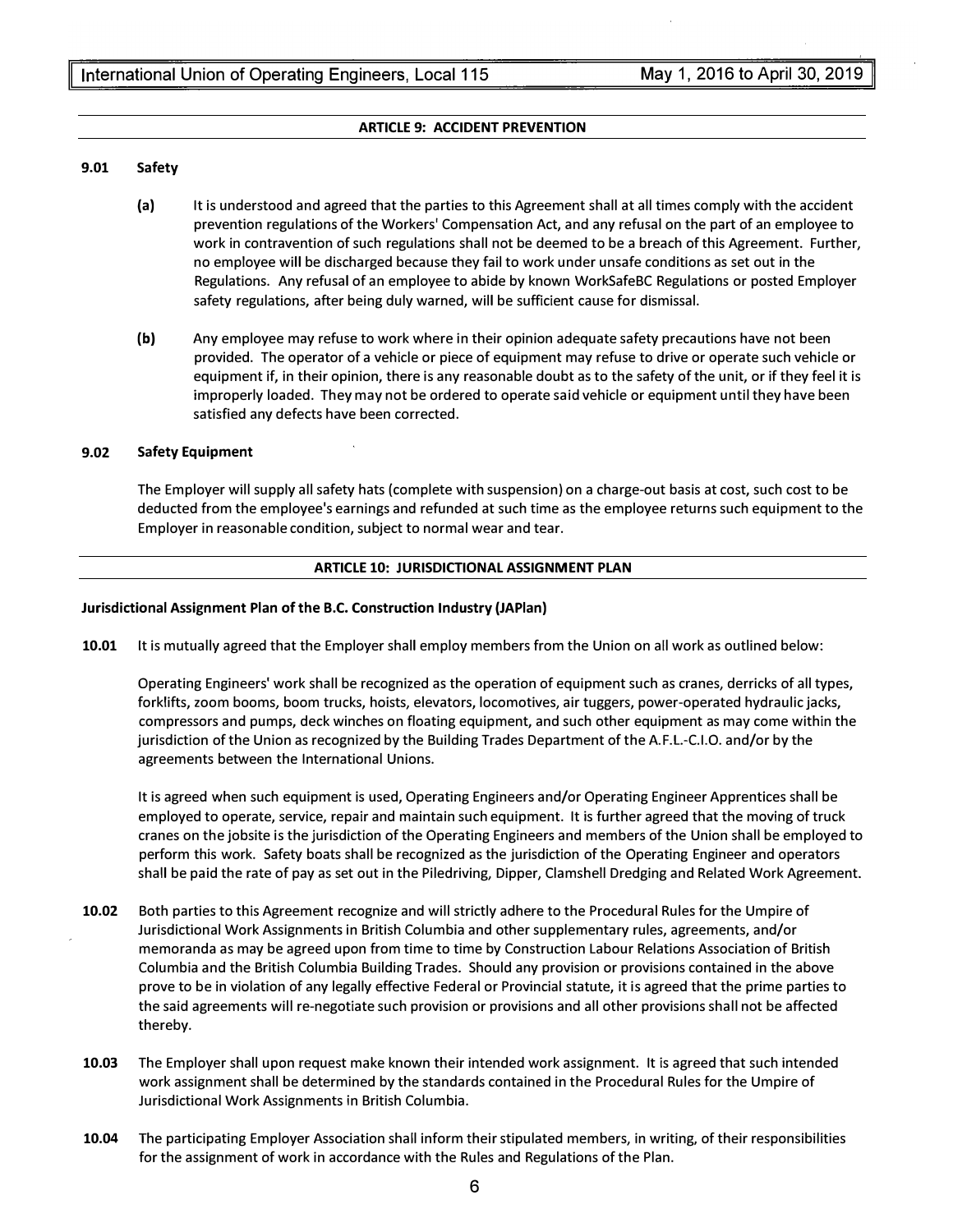## ARTICLE 9: ACCIDENT PREVENTION

### 9.01 Safety

**(a)** It is understood and agreed that the parties to this Agreement shall at all times comply with the accident prevention regulations of the Workers' Compensation Act, and any refusal on the part of an employee to work in contravention of such regulations shall not be deemed to be a breach of this Agreement. Further, no employee will be discharged because they fail to work under unsafe conditions as set out in the Regulations. Any refusal of an employee to abide by known WorkSafeBC Regulations or posted Employer safety regulations, after being duly warned, will be sufficient cause for dismissal.

**(b)** Any employee may refuse to work where in their opinion adequate safety precautions have not been provided. The operator of a vehicle or piece of equipment may refuse to drive or operate such vehicle or equipment if, in their opinion, there is any reasonable doubt as to the safety of the unit, or if they feel it is improperly loaded. They may not be ordered to operate said vehicle or equipment until they have been satisfied any defects have been corrected.

### 9.02 Safety Equipment

The Employer will supply all safety hats (complete with suspension) on a charge-out basis at cost, such cost to be deducted from the employee's earnings and refunded at such time as the employee returns such equipment to the Employer in reasonable condition, subject to normal wear and tear.

## ARTICLE 10: JURISDICTIONAL ASSIGNMENT PLAN

### Jurisdictional Assignment Plan of the B.C. Construction Industry (JAPlan)

**10.01** It is mutually agreed that the Employer shall employ members from the Union on all work as outlined below:

Operating Engineers' work shall be recognized as the operation of equipment such as cranes, derricks of all types, forklifts, zoom booms, boom trucks, hoists, elevators, locomotives, air tuggers, power-operated hydraulic jacks, compressors and pumps, deck winches on floating equipment, and such other equipment as may come within the jurisdiction of the Union as recognized by the Building Trades Department of the A.F.L.-C.I.O. and/or by the agreements between the International Unions.

It is agreed when such equipment is used, Operating Engineers and/or Operating Engineer Apprentices shall be employed to operate, service, repair and maintain such equipment. It is further agreed that the moving of truck cranes on the jobsite is the jurisdiction of the Operating Engineers and members of the Union shall be employed to perform this work. Safety boats shall be recognized as the jurisdiction of the Operating Engineer and operators shall be paid the rate of pay as set out in the Piledriving, Dipper, Clamshell Dredging and Related Work Agreement.

**10.02** Both parties to this Agreement recognize and will strictly adhere to the Procedural Rules for the Umpire of Jurisdictional Work Assignments in British Columbia and other supplementary rules, agreements, and/or memoranda as may be agreed upon from time to time by Construction Labour Relations Association of British Columbia and the British Columbia Building Trades. Should any provision or provisions contained in the above prove to be in violation of any legally effective Federal or Provincial statute, it is agreed that the prime parties to the said agreements will re-negotiate such provision or provisions and all other provisions shall not be affected thereby.

**10.03** The Employer shall upon request make known their intended work assignment. It is agreed that such intended work assignment shall be determined by the standards contained in the Procedural Rules for the Umpire of Jurisdictional Work Assignments in British Columbia.

**10.04** The participating Employer Association shall inform their stipulated members, in writing, of their responsibilities for the assignment of work in accordance with the Rules and Regulations of the Plan.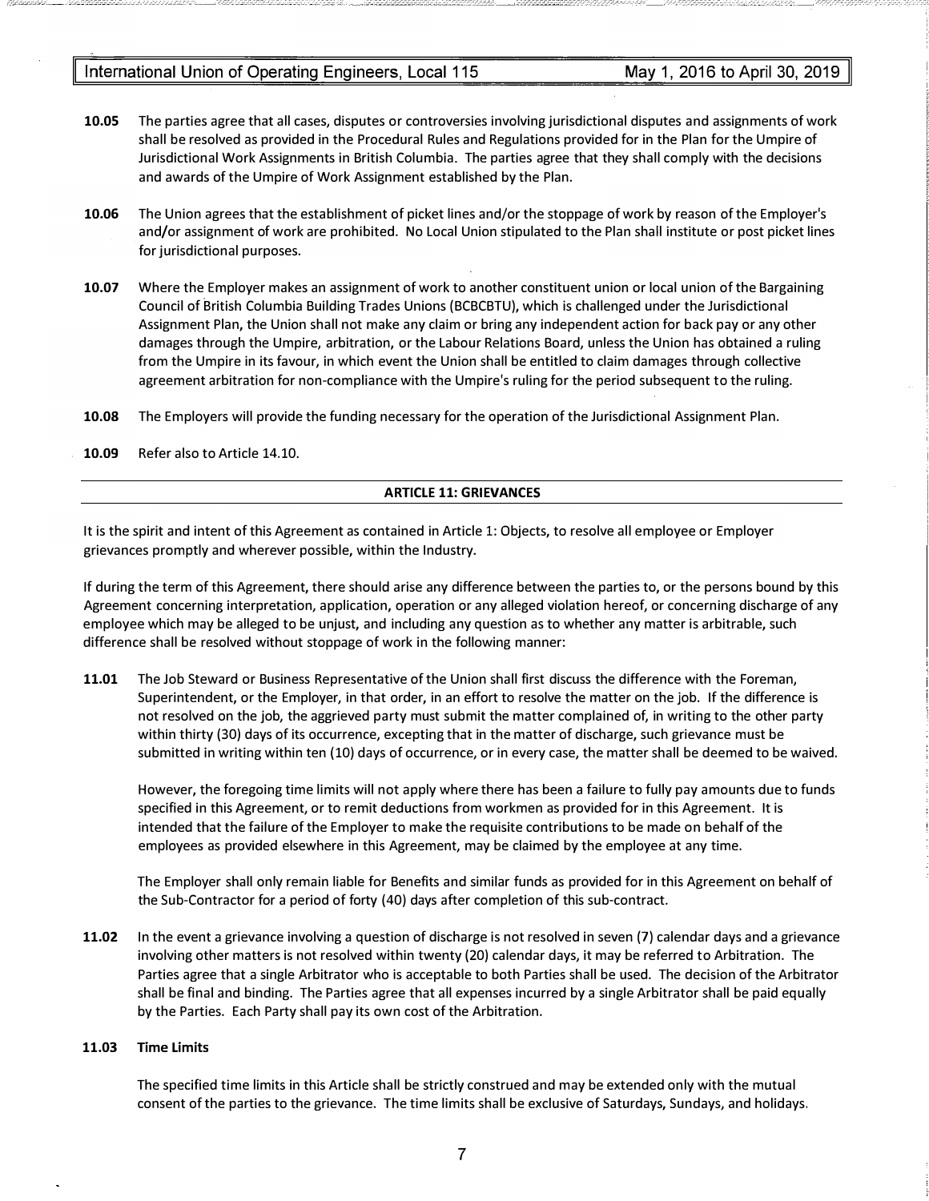**10.05** The parties agree that all cases, disputes or controversies involving jurisdictional disputes and assignments of work shall be resolved as provided in the Procedural Rules and Regulations provided for in the Plan for the Umpire of Jurisdictional Work Assignments in British Columbia. The parties agree that they shall comply with the decisions and awards of the Umpire of Work Assignment established by the Plan.

**10.06** The Union agrees that the establishment of picket lines and/or the stoppage of work by reason of the Employer's and/or assignment of work are prohibited. No Local Union stipulated to the Plan shall institute or post picket lines for jurisdictional purposes.

**10.07** Where the Employer makes an assignment of work to another constituent union or local union of the Bargaining Council of British Columbia Building Trades Unions (BCBCBTU), which is challenged under the Jurisdictional Assignment Plan, the Union shall not make any claim or bring any independent action for back pay or any other damages through the Umpire, arbitration, or the Labour Relations Board, unless the Union has obtained a ruling from the Umpire in its favour, in which event the Union shall be entitled to claim damages through collective agreement arbitration for non-compliance with the Umpire's ruling for the period subsequent to the ruling.

**10.08** The Employers will provide the funding necessary for the operation of the Jurisdictional Assignment Plan.

**10.09** Refer also to Article 14.10.

## ARTICLE 11: GRIEVANCES

It is the spirit and intent of this Agreement as contained in Article 1: Objects, to resolve all employee or Employer grievances promptly and wherever possible, within the Industry.

If during the term of this Agreement, there should arise any difference between the parties to, or the persons bound by this Agreement concerning interpretation, application, operation or any alleged violation hereof, or concerning discharge of any employee which may be alleged to be unjust, and including any question as to whether any matter is arbitrable, such difference shall be resolved without stoppage of work in the following manner:

**11.01** The Job Steward or Business Representative of the Union shall first discuss the difference with the Foreman, Superintendent, or the Employer, in that order, in an effort to resolve the matter on the job. If the difference is not resolved on the job, the aggrieved party must submit the matter complained of, in writing to the other party within thirty (30) days of its occurrence, excepting that in the matter of discharge, such grievance must be submitted in writing within ten (10) days of occurrence, or in every case, the matter shall be deemed to be waived.

However, the foregoing time limits will not apply where there has been a failure to fully pay amounts due to funds specified in this Agreement, or to remit deductions from workmen as provided for in this Agreement. It is intended that the failure of the Employer to make the requisite contributions to be made on behalf of the employees as provided elsewhere in this Agreement, may be claimed by the employee at any time.

The Employer shall only remain liable for Benefits and similar funds as provided for in this Agreement on behalf of the Sub-Contractor for a period of forty (40) days after completion of this sub-contract.

**11.02** In the event a grievance involving a question of discharge is not resolved in seven (7) calendar days and a grievance involving other matters is not resolved within twenty (20) calendar days, it may be referred to Arbitration. The Parties agree that a single Arbitrator who is acceptable to both Parties shall be used. The decision of the Arbitrator shall be final and binding. The Parties agree that all expenses incurred by a single Arbitrator shall be paid equally by the Parties. Each Party shall pay its own cost of the Arbitration.

**11.03 Time Limits**

The specified time limits in this Article shall be strictly construed and may be extended only with the mutual consent of the parties to the grievance. The time limits shall be exclusive of Saturdays, Sundays, and holidays.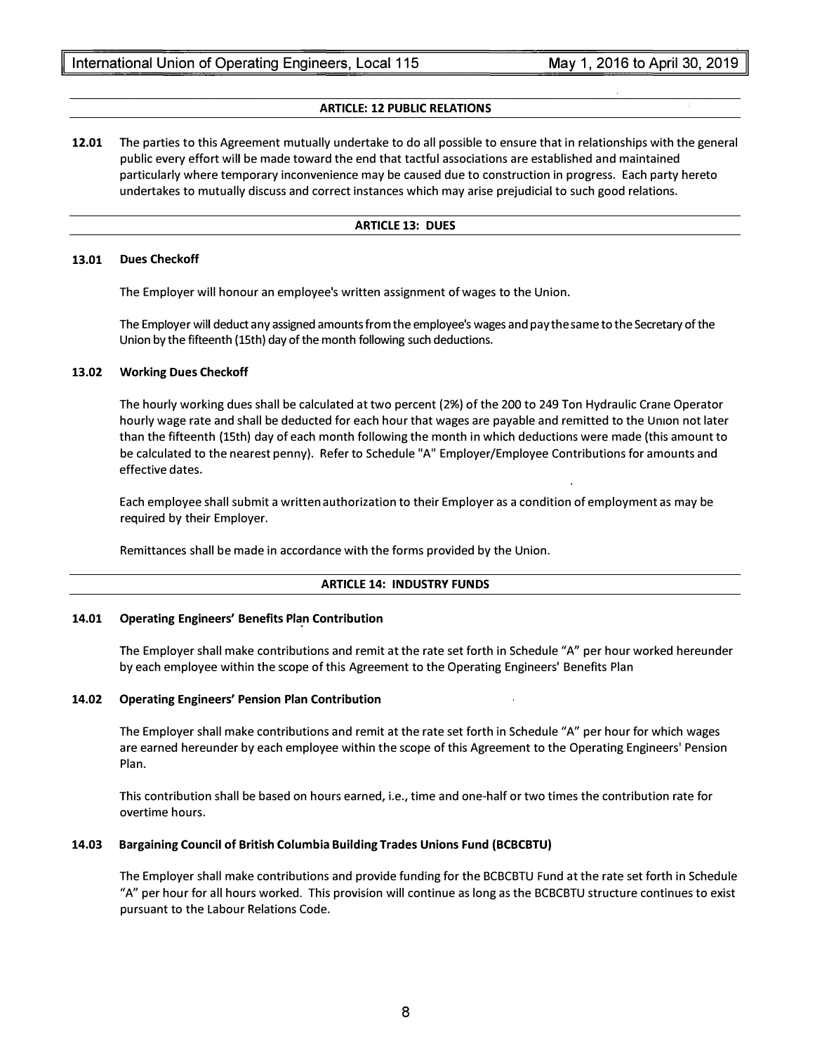## ARTICLE: 12 PUBLIC RELATIONS

**12.01** The parties to this Agreement mutually undertake to do all possible to ensure that in relationships with the general public every effort will be made toward the end that tactful associations are established and maintained particularly where temporary inconvenience may be caused due to construction in progress. Each party hereto undertakes to mutually discuss and correct instances which may arise prejudicial to such good relations.

## ARTICLE 13: DUES

### 13.01 Dues Checkoff

The Employer will honour an employee's written assignment of wages to the Union.

The Employer will deduct any assigned amounts from the employee's wages and pay the same to the Secretary of the Union by the fifteenth (15th) day of the month following such deductions.

### 13.02 Working Dues Checkoff

The hourly working dues shall be calculated at two percent (2%) of the 200 to 249 Ton Hydraulic Crane Operator hourly wage rate and shall be deducted for each hour that wages are payable and remitted to the Union not later than the fifteenth (15th) day of each month following the month in which deductions were made (this amount to be calculated to the nearest penny). Refer to Schedule "A" Employer/Employee Contributions for amounts and effective dates.

Each employee shall submit a written authorization to their Employer as a condition of employment as may be required by their Employer.

Remittances shall be made in accordance with the forms provided by the Union.

## ARTICLE 14: INDUSTRY FUNDS

### 14.01 Operating Engineers' Benefits Plan Contribution

The Employer shall make contributions and remit at the rate set forth in Schedule "A" per hour worked hereunder by each employee within the scope of this Agreement to the Operating Engineers' Benefits Plan

### 14.02 Operating Engineers' Pension Plan Contribution

The Employer shall make contributions and remit at the rate set forth in Schedule "A" per hour for which wages are earned hereunder by each employee within the scope of this Agreement to the Operating Engineers' Pension Plan.

This contribution shall be based on hours earned, i.e., time and one-half or two times the contribution rate for overtime hours.

### 14.03 Bargaining Council of British Columbia Building Trades Unions Fund (BCBCBTU)

The Employer shall make contributions and provide funding for the BCBCBTU Fund at the rate set forth in Schedule "A" per hour for all hours worked. This provision will continue as long as the BCBCBTU structure continues to exist pursuant to the Labour Relations Code.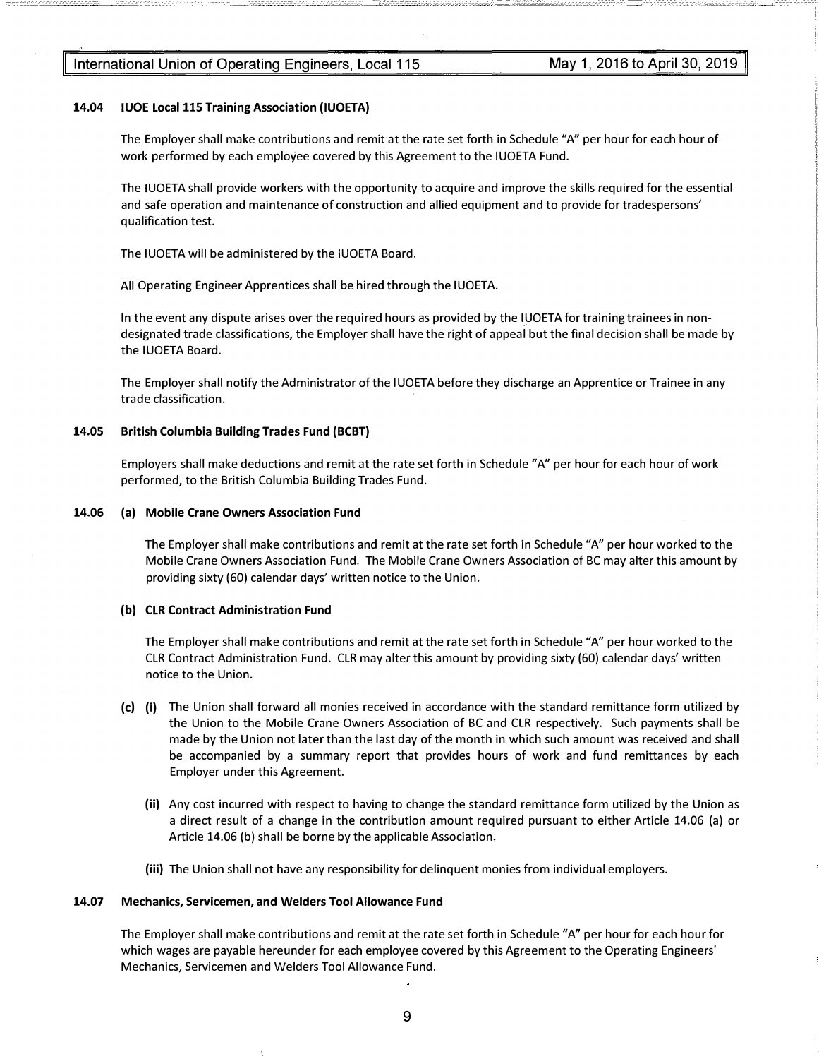### 14.04 IUOE Local 115 Training Association (IUOETA)

The Employer shall make contributions and remit at the rate set forth in Schedule "A" per hour for each hour of work performed by each employee covered by this Agreement to the IUOETA Fund.

The IUOETA shall provide workers with the opportunity to acquire and improve the skills required for the essential and safe operation and maintenance of construction and allied equipment and to provide for tradespersons' qualification test.

The IUOETA will be administered by the IUOETA Board.

All Operating Engineer Apprentices shall be hired through the IUOETA.

In the event any dispute arises over the required hours as provided by the IUOETA for training trainees in non-designated trade classifications, the Employer shall have the right of appeal but the final decision shall be made by the IUOETA Board.

The Employer shall notify the Administrator of the IUOETA before they discharge an Apprentice or Trainee in any trade classification.

### 14.05 British Columbia Building Trades Fund (BCBT)

Employers shall make deductions and remit at the rate set forth in Schedule "A" per hour for each hour of work performed, to the British Columbia Building Trades Fund.

### 14.06 (a) Mobile Crane Owners Association Fund

The Employer shall make contributions and remit at the rate set forth in Schedule "A" per hour worked to the Mobile Crane Owners Association Fund. The Mobile Crane Owners Association of BC may alter this amount by providing sixty (60) calendar days' written notice to the Union.

**(b) CLR Contract Administration Fund**

The Employer shall make contributions and remit at the rate set forth in Schedule "A" per hour worked to the CLR Contract Administration Fund. CLR may alter this amount by providing sixty (60) calendar days' written notice to the Union.

**(c) (i)** The Union shall forward all monies received in accordance with the standard remittance form utilized by the Union to the Mobile Crane Owners Association of BC and CLR respectively. Such payments shall be made by the Union not later than the last day of the month in which such amount was received and shall be accompanied by a summary report that provides hours of work and fund remittances by each Employer under this Agreement.

**(ii)** Any cost incurred with respect to having to change the standard remittance form utilized by the Union as a direct result of a change in the contribution amount required pursuant to either Article 14.06 (a) or Article 14.06 (b) shall be borne by the applicable Association.

**(iii)** The Union shall not have any responsibility for delinquent monies from individual employers.

### 14.07 Mechanics, Servicemen, and Welders Tool Allowance Fund

The Employer shall make contributions and remit at the rate set forth in Schedule "A" per hour for each hour for which wages are payable hereunder for each employee covered by this Agreement to the Operating Engineers' Mechanics, Servicemen and Welders Tool Allowance Fund.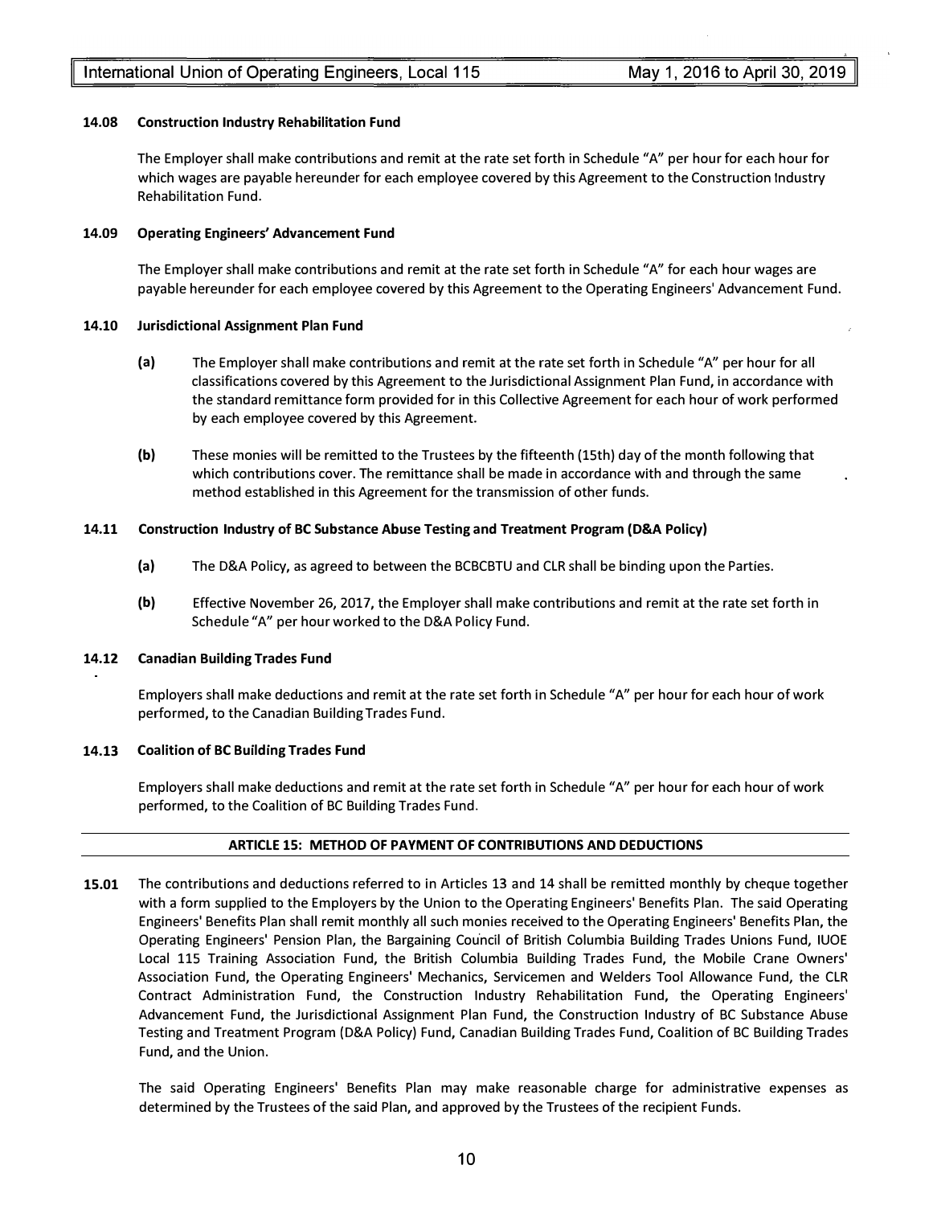#### 14.08 Construction Industry Rehabilitation Fund

The Employer shall make contributions and remit at the rate set forth in Schedule "A" per hour for each hour for which wages are payable hereunder for each employee covered by this Agreement to the Construction Industry Rehabilitation Fund.

#### 14.09 Operating Engineers' Advancement Fund

The Employer shall make contributions and remit at the rate set forth in Schedule "A" for each hour wages are payable hereunder for each employee covered by this Agreement to the Operating Engineers' Advancement Fund.

#### 14.10 Jurisdictional Assignment Plan Fund

**(a)** The Employer shall make contributions and remit at the rate set forth in Schedule "A" per hour for all classifications covered by this Agreement to the Jurisdictional Assignment Plan Fund, in accordance with the standard remittance form provided for in this Collective Agreement for each hour of work performed by each employee covered by this Agreement.

**(b)** These monies will be remitted to the Trustees by the fifteenth (15th) day of the month following that which contributions cover. The remittance shall be made in accordance with and through the same method established in this Agreement for the transmission of other funds.

#### 14.11 Construction Industry of BC Substance Abuse Testing and Treatment Program (D&A Policy)

**(a)** The D&A Policy, as agreed to between the BCBCBTU and CLR shall be binding upon the Parties.

**(b)** Effective November 26, 2017, the Employer shall make contributions and remit at the rate set forth in Schedule "A" per hour worked to the D&A Policy Fund.

#### 14.12 Canadian Building Trades Fund

Employers shall make deductions and remit at the rate set forth in Schedule "A" per hour for each hour of work performed, to the Canadian Building Trades Fund.

#### 14.13 Coalition of BC Building Trades Fund

Employers shall make deductions and remit at the rate set forth in Schedule "A" per hour for each hour of work performed, to the Coalition of BC Building Trades Fund.

## ARTICLE 15: METHOD OF PAYMENT OF CONTRIBUTIONS AND DEDUCTIONS

**15.01** The contributions and deductions referred to in Articles 13 and 14 shall be remitted monthly by cheque together with a form supplied to the Employers by the Union to the Operating Engineers' Benefits Plan. The said Operating Engineers' Benefits Plan shall remit monthly all such monies received to the Operating Engineers' Benefits Plan, the Operating Engineers' Pension Plan, the Bargaining Council of British Columbia Building Trades Unions Fund, IUOE Local 115 Training Association Fund, the British Columbia Building Trades Fund, the Mobile Crane Owners' Association Fund, the Operating Engineers' Mechanics, Servicemen and Welders Tool Allowance Fund, the CLR Contract Administration Fund, the Construction Industry Rehabilitation Fund, the Operating Engineers' Advancement Fund, the Jurisdictional Assignment Plan Fund, the Construction Industry of BC Substance Abuse Testing and Treatment Program (D&A Policy) Fund, Canadian Building Trades Fund, Coalition of BC Building Trades Fund, and the Union.

The said Operating Engineers' Benefits Plan may make reasonable charge for administrative expenses as determined by the Trustees of the said Plan, and approved by the Trustees of the recipient Funds.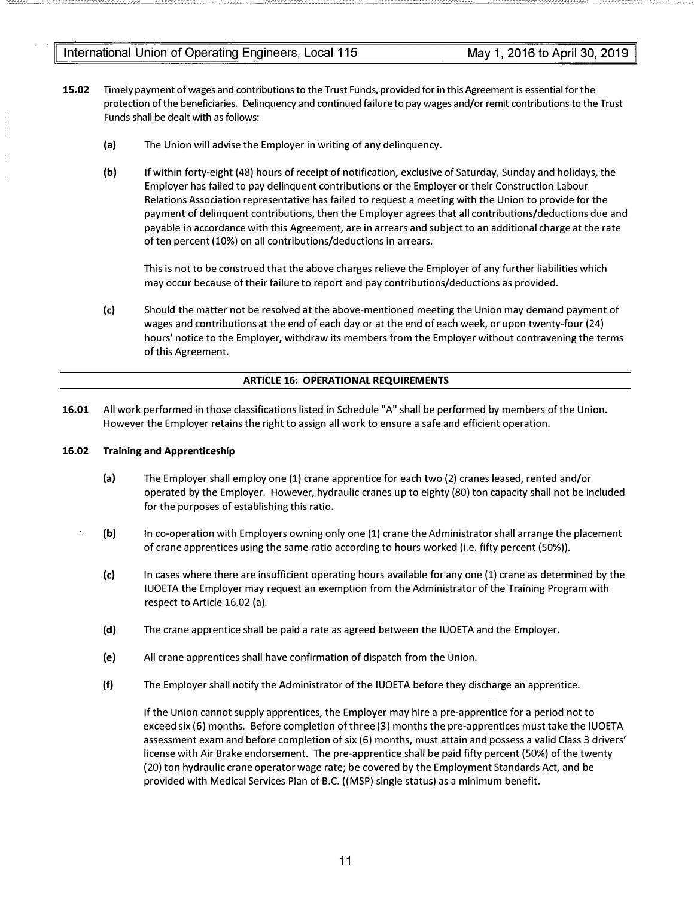**15.02** Timely payment of wages and contributions to the Trust Funds, provided for in this Agreement is essential for the protection of the beneficiaries. Delinquency and continued failure to pay wages and/or remit contributions to the Trust Funds shall be dealt with as follows:

**(a)** The Union will advise the Employer in writing of any delinquency.

**(b)** If within forty-eight (48) hours of receipt of notification, exclusive of Saturday, Sunday and holidays, the Employer has failed to pay delinquent contributions or the Employer or their Construction Labour Relations Association representative has failed to request a meeting with the Union to provide for the payment of delinquent contributions, then the Employer agrees that all contributions/deductions due and payable in accordance with this Agreement, are in arrears and subject to an additional charge at the rate of ten percent (10%) on all contributions/deductions in arrears.

This is not to be construed that the above charges relieve the Employer of any further liabilities which may occur because of their failure to report and pay contributions/deductions as provided.

**(c)** Should the matter not be resolved at the above-mentioned meeting the Union may demand payment of wages and contributions at the end of each day or at the end of each week, or upon twenty-four (24) hours' notice to the Employer, withdraw its members from the Employer without contravening the terms of this Agreement.

## ARTICLE 16: OPERATIONAL REQUIREMENTS

**16.01** All work performed in those classifications listed in Schedule "A" shall be performed by members of the Union. However the Employer retains the right to assign all work to ensure a safe and efficient operation.

**16.02 Training and Apprenticeship**

**(a)** The Employer shall employ one (1) crane apprentice for each two (2) cranes leased, rented and/or operated by the Employer. However, hydraulic cranes up to eighty (80) ton capacity shall not be included for the purposes of establishing this ratio.

**(b)** In co-operation with Employers owning only one (1) crane the Administrator shall arrange the placement of crane apprentices using the same ratio according to hours worked (i.e. fifty percent (50%)).

**(c)** In cases where there are insufficient operating hours available for any one (1) crane as determined by the IUOETA the Employer may request an exemption from the Administrator of the Training Program with respect to Article 16.02 (a).

**(d)** The crane apprentice shall be paid a rate as agreed between the IUOETA and the Employer.

**(e)** All crane apprentices shall have confirmation of dispatch from the Union.

**(f)** The Employer shall notify the Administrator of the IUOETA before they discharge an apprentice.

If the Union cannot supply apprentices, the Employer may hire a pre-apprentice for a period not to exceed six (6) months. Before completion of three (3) months the pre-apprentices must take the IUOETA assessment exam and before completion of six (6) months, must attain and possess a valid Class 3 drivers' license with Air Brake endorsement. The pre-apprentice shall be paid fifty percent (50%) of the twenty (20) ton hydraulic crane operator wage rate; be covered by the Employment Standards Act, and be provided with Medical Services Plan of B.C. ((MSP) single status) as a minimum benefit.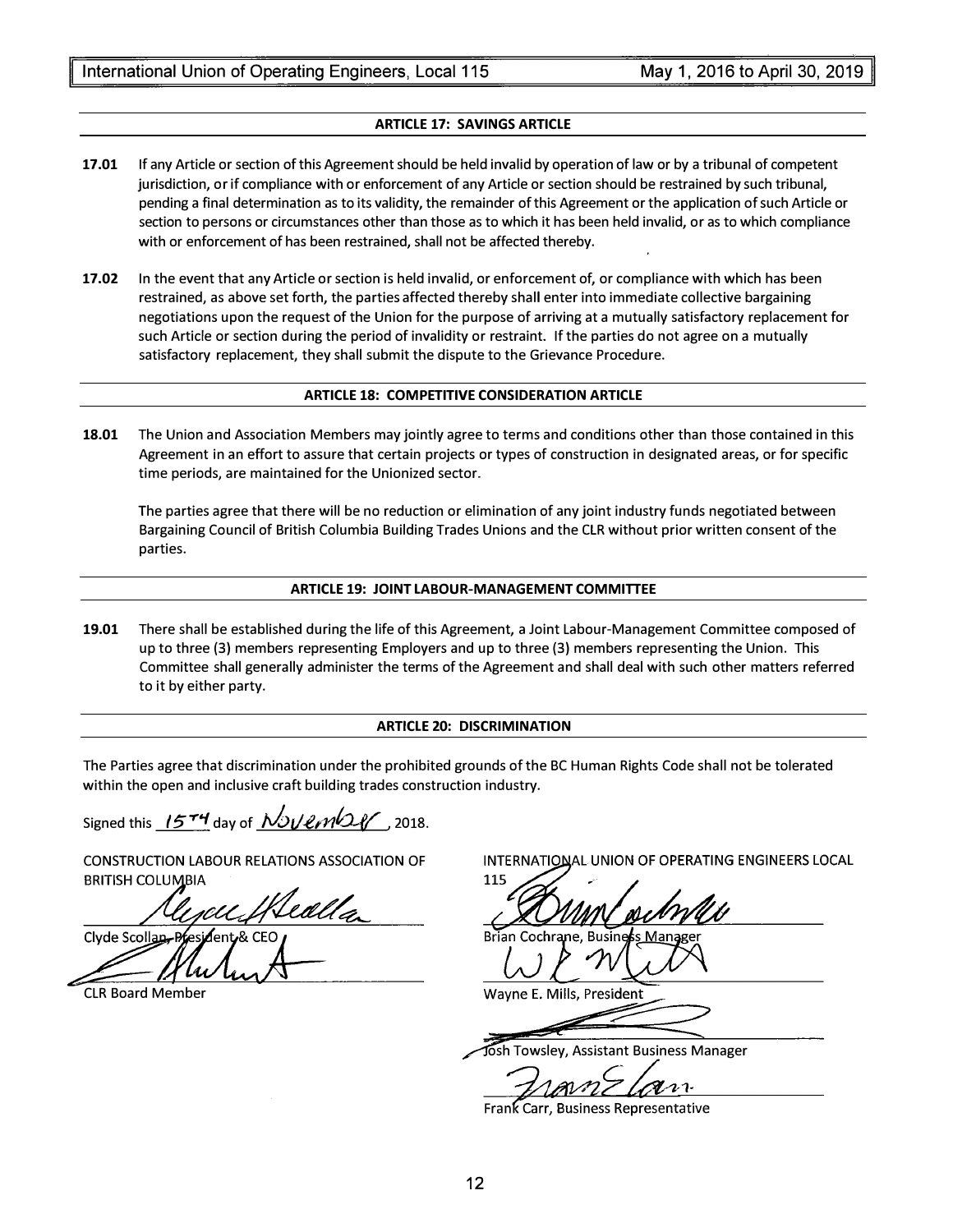## ARTICLE 17: SAVINGS ARTICLE

**17.01** If any Article or section of this Agreement should be held invalid by operation of law or by a tribunal of competent jurisdiction, or if compliance with or enforcement of any Article or section should be restrained by such tribunal, pending a final determination as to its validity, the remainder of this Agreement or the application of such Article or section to persons or circumstances other than those as to which it has been held invalid, or as to which compliance with or enforcement of has been restrained, shall not be affected thereby.

**17.02** In the event that any Article or section is held invalid, or enforcement of, or compliance with which has been restrained, as above set forth, the parties affected thereby shall enter into immediate collective bargaining negotiations upon the request of the Union for the purpose of arriving at a mutually satisfactory replacement for such Article or section during the period of invalidity or restraint. If the parties do not agree on a mutually satisfactory replacement, they shall submit the dispute to the Grievance Procedure.

## ARTICLE 18: COMPETITIVE CONSIDERATION ARTICLE

**18.01** The Union and Association Members may jointly agree to terms and conditions other than those contained in this Agreement in an effort to assure that certain projects or types of construction in designated areas, or for specific time periods, are maintained for the Unionized sector.

The parties agree that there will be no reduction or elimination of any joint industry funds negotiated between Bargaining Council of British Columbia Building Trades Unions and the CLR without prior written consent of the parties.

## ARTICLE 19: JOINT LABOUR-MANAGEMENT COMMITTEE

**19.01** There shall be established during the life of this Agreement, a Joint Labour-Management Committee composed of up to three (3) members representing Employers and up to three (3) members representing the Union. This Committee shall generally administer the terms of the Agreement and shall deal with such other matters referred to it by either party.

## ARTICLE 20: DISCRIMINATION

The Parties agree that discrimination under the prohibited grounds of the BC Human Rights Code shall not be tolerated within the open and inclusive craft building trades construction industry.

Signed this 15TH day of November, 2018.

CONSTRUCTION LABOUR RELATIONS ASSOCIATION OF BRITISH COLUMBIA

Clyde Scollan, President & CEO

CLR Board Member

INTERNATIONAL UNION OF OPERATING ENGINEERS LOCAL 115

Brian Cochrane, Business Manager

Wayne E. Mills, President

Josh Towsley, Assistant Business Manager

Frank Carr, Business Representative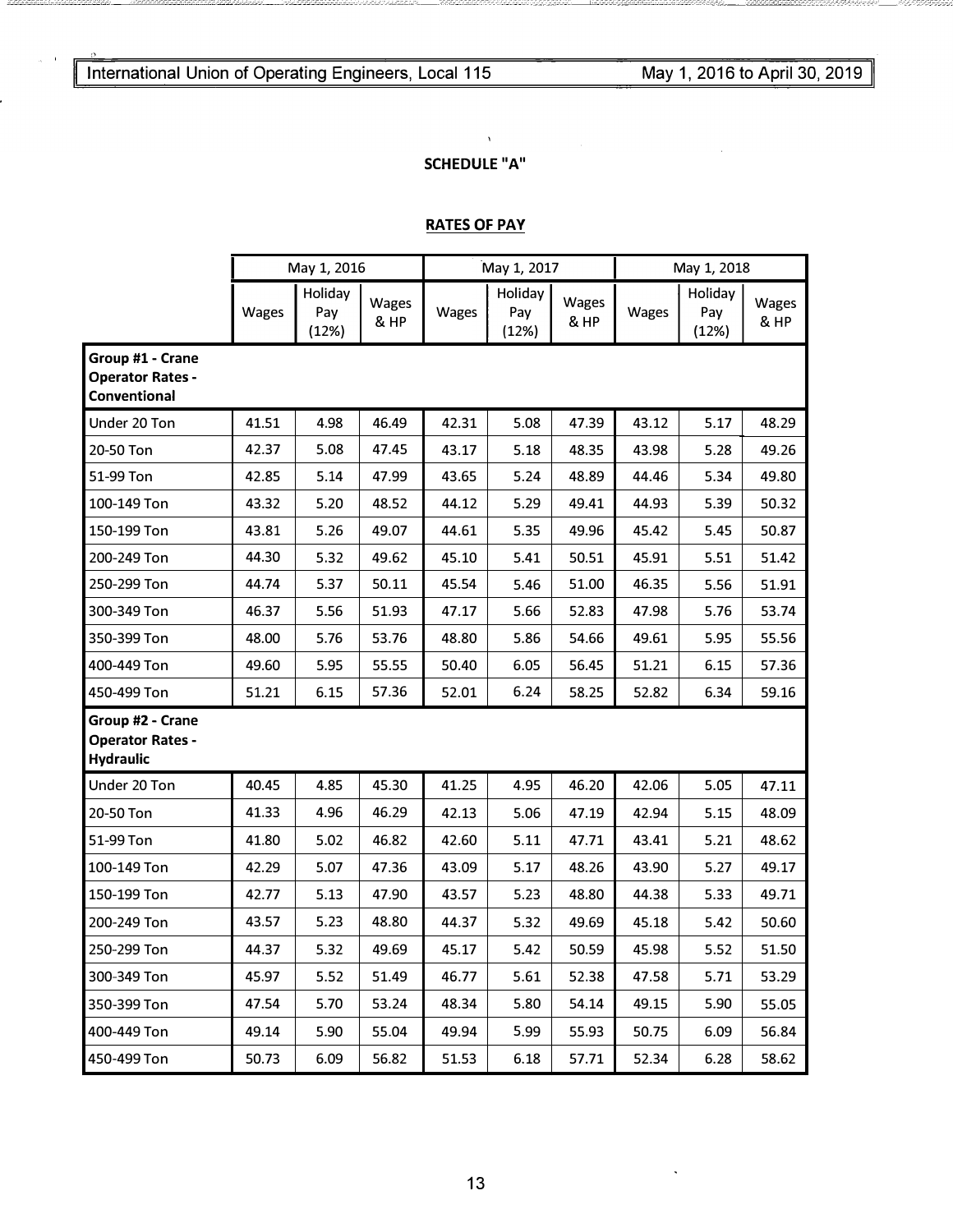## SCHEDULE "A"

### RATES OF PAY

| | May 1, 2016 | | | May 1, 2017 | | | May 1, 2018 | | |
|---|---|---|---|---|---|---|---|---|---|
| | Wages | Holiday Pay (12%) | Wages & HP | Wages | Holiday Pay (12%) | Wages & HP | Wages | Holiday Pay (12%) | Wages & HP |
| **Group #1 - Crane Operator Rates - Conventional** | | | | | | | | | |
| Under 20 Ton | 41.51 | 4.98 | 46.49 | 42.31 | 5.08 | 47.39 | 43.12 | 5.17 | 48.29 |
| 20-50 Ton | 42.37 | 5.08 | 47.45 | 43.17 | 5.18 | 48.35 | 43.98 | 5.28 | 49.26 |
| 51-99 Ton | 42.85 | 5.14 | 47.99 | 43.65 | 5.24 | 48.89 | 44.46 | 5.34 | 49.80 |
| 100-149 Ton | 43.32 | 5.20 | 48.52 | 44.12 | 5.29 | 49.41 | 44.93 | 5.39 | 50.32 |
| 150-199 Ton | 43.81 | 5.26 | 49.07 | 44.61 | 5.35 | 49.96 | 45.42 | 5.45 | 50.87 |
| 200-249 Ton | 44.30 | 5.32 | 49.62 | 45.10 | 5.41 | 50.51 | 45.91 | 5.51 | 51.42 |
| 250-299 Ton | 44.74 | 5.37 | 50.11 | 45.54 | 5.46 | 51.00 | 46.35 | 5.56 | 51.91 |
| 300-349 Ton | 46.37 | 5.56 | 51.93 | 47.17 | 5.66 | 52.83 | 47.98 | 5.76 | 53.74 |
| 350-399 Ton | 48.00 | 5.76 | 53.76 | 48.80 | 5.86 | 54.66 | 49.61 | 5.95 | 55.56 |
| 400-449 Ton | 49.60 | 5.95 | 55.55 | 50.40 | 6.05 | 56.45 | 51.21 | 6.15 | 57.36 |
| 450-499 Ton | 51.21 | 6.15 | 57.36 | 52.01 | 6.24 | 58.25 | 52.82 | 6.34 | 59.16 |
| **Group #2 - Crane Operator Rates - Hydraulic** | | | | | | | | | |
| Under 20 Ton | 40.45 | 4.85 | 45.30 | 41.25 | 4.95 | 46.20 | 42.06 | 5.05 | 47.11 |
| 20-50 Ton | 41.33 | 4.96 | 46.29 | 42.13 | 5.06 | 47.19 | 42.94 | 5.15 | 48.09 |
| 51-99 Ton | 41.80 | 5.02 | 46.82 | 42.60 | 5.11 | 47.71 | 43.41 | 5.21 | 48.62 |
| 100-149 Ton | 42.29 | 5.07 | 47.36 | 43.09 | 5.17 | 48.26 | 43.90 | 5.27 | 49.17 |
| 150-199 Ton | 42.77 | 5.13 | 47.90 | 43.57 | 5.23 | 48.80 | 44.38 | 5.33 | 49.71 |
| 200-249 Ton | 43.57 | 5.23 | 48.80 | 44.37 | 5.32 | 49.69 | 45.18 | 5.42 | 50.60 |
| 250-299 Ton | 44.37 | 5.32 | 49.69 | 45.17 | 5.42 | 50.59 | 45.98 | 5.52 | 51.50 |
| 300-349 Ton | 45.97 | 5.52 | 51.49 | 46.77 | 5.61 | 52.38 | 47.58 | 5.71 | 53.29 |
| 350-399 Ton | 47.54 | 5.70 | 53.24 | 48.34 | 5.80 | 54.14 | 49.15 | 5.90 | 55.05 |
| 400-449 Ton | 49.14 | 5.90 | 55.04 | 49.94 | 5.99 | 55.93 | 50.75 | 6.09 | 56.84 |
| 450-499 Ton | 50.73 | 6.09 | 56.82 | 51.53 | 6.18 | 57.71 | 52.34 | 6.28 | 58.62 |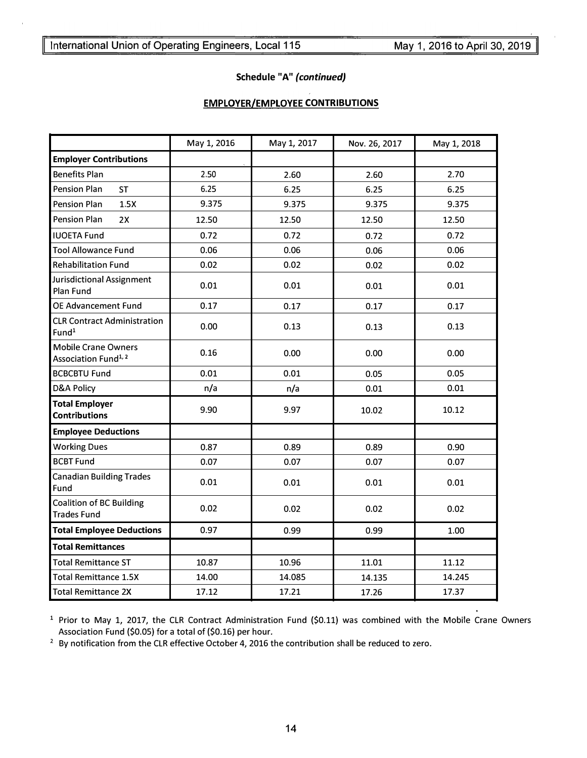**Schedule "A"** ***(continued)***

**EMPLOYER/EMPLOYEE CONTRIBUTIONS**

| | May 1, 2016 | May 1, 2017 | Nov. 26, 2017 | May 1, 2018 |
|---|---|---|---|---|
| **Employer Contributions** | | | | |
| Benefits Plan | 2.50 | 2.60 | 2.60 | 2.70 |
| Pension Plan ST | 6.25 | 6.25 | 6.25 | 6.25 |
| Pension Plan 1.5X | 9.375 | 9.375 | 9.375 | 9.375 |
| Pension Plan 2X | 12.50 | 12.50 | 12.50 | 12.50 |
| IUOETA Fund | 0.72 | 0.72 | 0.72 | 0.72 |
| Tool Allowance Fund | 0.06 | 0.06 | 0.06 | 0.06 |
| Rehabilitation Fund | 0.02 | 0.02 | 0.02 | 0.02 |
| Jurisdictional Assignment Plan Fund | 0.01 | 0.01 | 0.01 | 0.01 |
| OE Advancement Fund | 0.17 | 0.17 | 0.17 | 0.17 |
| CLR Contract Administration Fund[1] | 0.00 | 0.13 | 0.13 | 0.13 |
| Mobile Crane Owners Association Fund[1, 2] | 0.16 | 0.00 | 0.00 | 0.00 |
| BCBCBTU Fund | 0.01 | 0.01 | 0.05 | 0.05 |
| D&A Policy | n/a | n/a | 0.01 | 0.01 |
| **Total Employer Contributions** | 9.90 | 9.97 | 10.02 | 10.12 |
| **Employee Deductions** | | | | |
| Working Dues | 0.87 | 0.89 | 0.89 | 0.90 |
| BCBT Fund | 0.07 | 0.07 | 0.07 | 0.07 |
| Canadian Building Trades Fund | 0.01 | 0.01 | 0.01 | 0.01 |
| Coalition of BC Building Trades Fund | 0.02 | 0.02 | 0.02 | 0.02 |
| **Total Employee Deductions** | 0.97 | 0.99 | 0.99 | 1.00 |
| **Total Remittances** | | | | |
| Total Remittance ST | 10.87 | 10.96 | 11.01 | 11.12 |
| Total Remittance 1.5X | 14.00 | 14.085 | 14.135 | 14.245 |
| Total Remittance 2X | 17.12 | 17.21 | 17.26 | 17.37 |

[1] Prior to May 1, 2017, the CLR Contract Administration Fund ($0.11) was combined with the Mobile Crane Owners Association Fund ($0.05) for a total of ($0.16) per hour.

[2] By notification from the CLR effective October 4, 2016 the contribution shall be reduced to zero.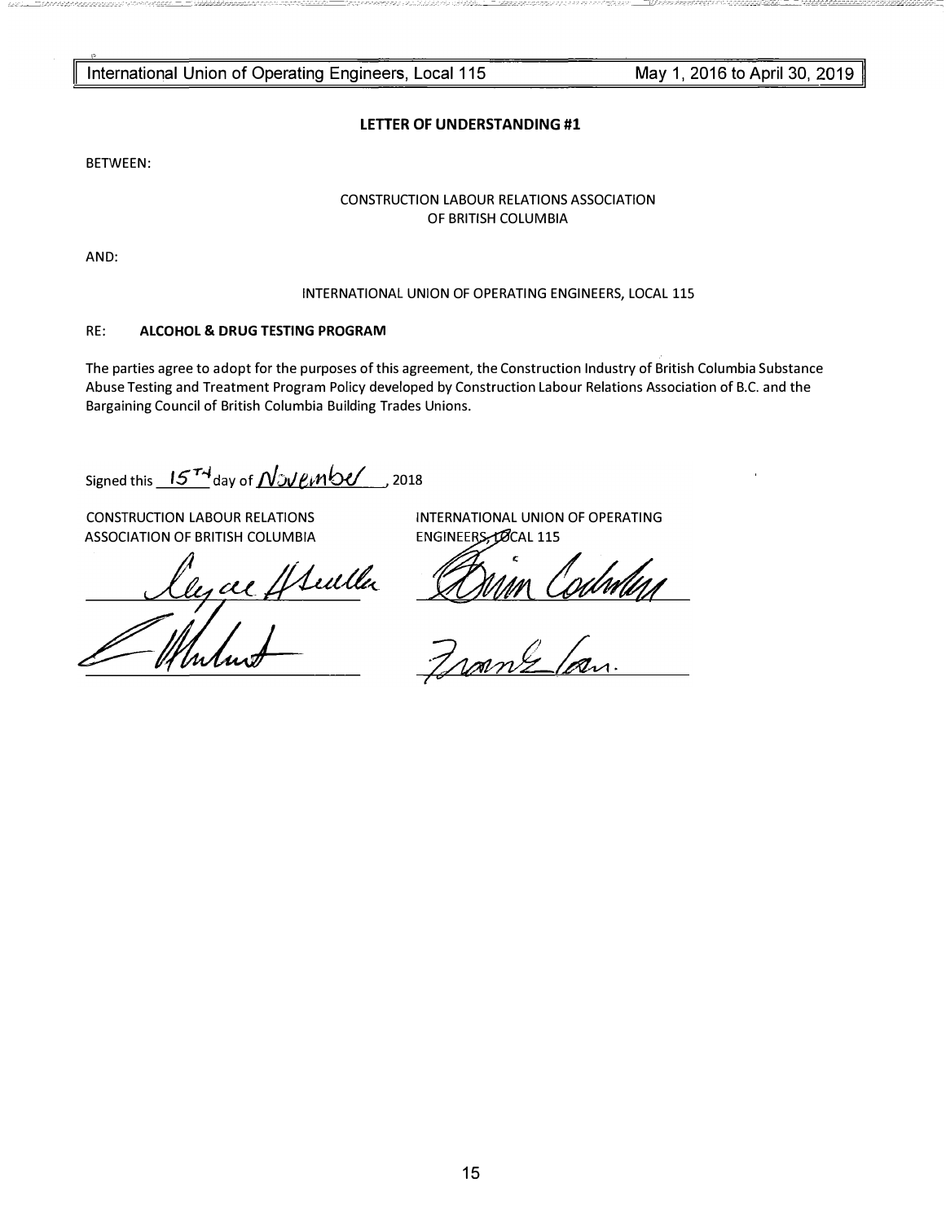## LETTER OF UNDERSTANDING #1

BETWEEN:

CONSTRUCTION LABOUR RELATIONS ASSOCIATION
OF BRITISH COLUMBIA

AND:

INTERNATIONAL UNION OF OPERATING ENGINEERS, LOCAL 115

RE: **ALCOHOL & DRUG TESTING PROGRAM**

The parties agree to adopt for the purposes of this agreement, the Construction Industry of British Columbia Substance Abuse Testing and Treatment Program Policy developed by Construction Labour Relations Association of B.C. and the Bargaining Council of British Columbia Building Trades Unions.

Signed this 15TH day of November, 2018

CONSTRUCTION LABOUR RELATIONS ASSOCIATION OF BRITISH COLUMBIA

INTERNATIONAL UNION OF OPERATING ENGINEERS, LOCAL 115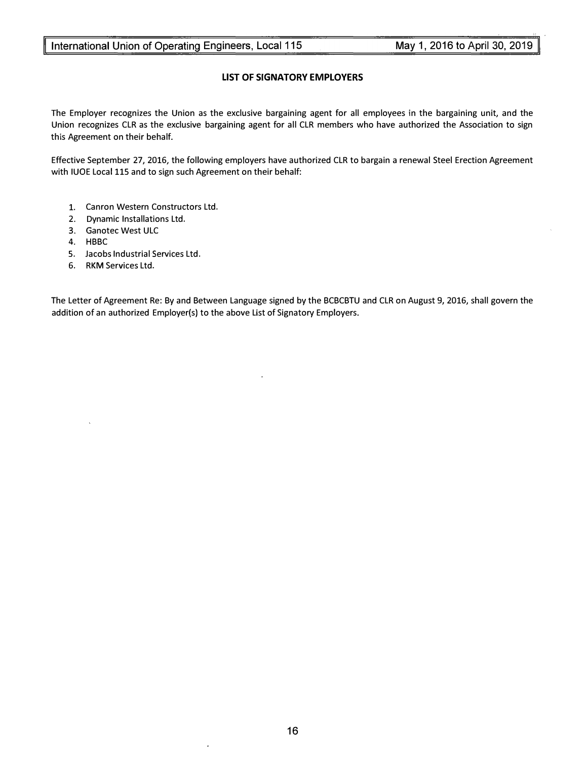## LIST OF SIGNATORY EMPLOYERS

The Employer recognizes the Union as the exclusive bargaining agent for all employees in the bargaining unit, and the Union recognizes CLR as the exclusive bargaining agent for all CLR members who have authorized the Association to sign this Agreement on their behalf.

Effective September 27, 2016, the following employers have authorized CLR to bargain a renewal Steel Erection Agreement with IUOE Local 115 and to sign such Agreement on their behalf:

1. Canron Western Constructors Ltd.
2. Dynamic Installations Ltd.
3. Ganotec West ULC
4. HBBC
5. Jacobs Industrial Services Ltd.
6. RKM Services Ltd.

The Letter of Agreement Re: By and Between Language signed by the BCBCBTU and CLR on August 9, 2016, shall govern the addition of an authorized Employer(s) to the above List of Signatory Employers.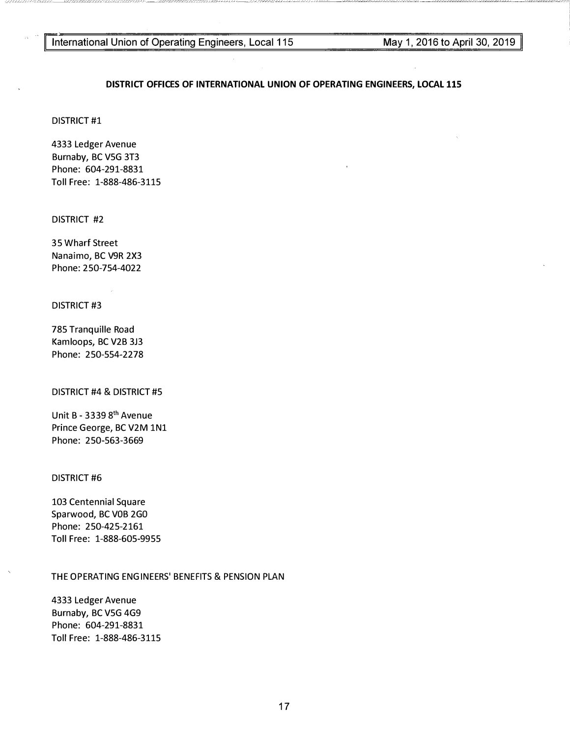## DISTRICT OFFICES OF INTERNATIONAL UNION OF OPERATING ENGINEERS, LOCAL 115

DISTRICT #1

4333 Ledger Avenue
Burnaby, BC V5G 3T3
Phone: 604-291-8831
Toll Free: 1-888-486-3115

DISTRICT #2

35 Wharf Street
Nanaimo, BC V9R 2X3
Phone: 250-754-4022

DISTRICT #3

785 Tranquille Road
Kamloops, BC V2B 3J3
Phone: 250-554-2278

DISTRICT #4 & DISTRICT #5

Unit B - 3339 8th Avenue
Prince George, BC V2M 1N1
Phone: 250-563-3669

DISTRICT #6

103 Centennial Square
Sparwood, BC V0B 2G0
Phone: 250-425-2161
Toll Free: 1-888-605-9955

THE OPERATING ENGINEERS' BENEFITS & PENSION PLAN

4333 Ledger Avenue
Burnaby, BC V5G 4G9
Phone: 604-291-8831
Toll Free: 1-888-486-3115